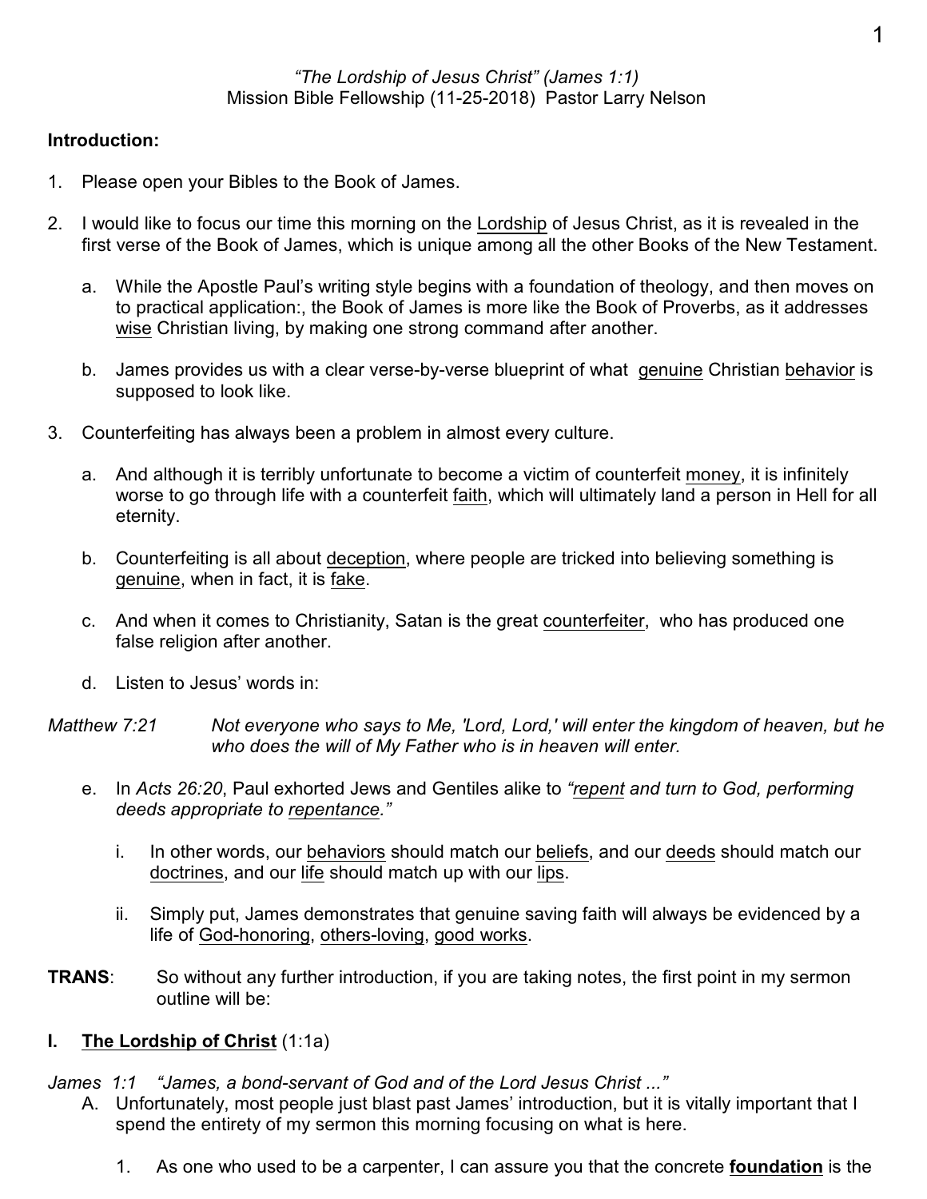*"The Lordship of Jesus Christ" (James 1:1)*
Mission Bible Fellowship (11-25-2018) Pastor Larry Nelson

**Introduction:**

1. Please open your Bibles to the Book of James.

2. I would like to focus our time this morning on the Lordship of Jesus Christ, as it is revealed in the first verse of the Book of James, which is unique among all the other Books of the New Testament.

   a. While the Apostle Paul's writing style begins with a foundation of theology, and then moves on to practical application:, the Book of James is more like the Book of Proverbs, as it addresses wise Christian living, by making one strong command after another.

   b. James provides us with a clear verse-by-verse blueprint of what genuine Christian behavior is supposed to look like.

3. Counterfeiting has always been a problem in almost every culture.

   a. And although it is terribly unfortunate to become a victim of counterfeit money, it is infinitely worse to go through life with a counterfeit faith, which will ultimately land a person in Hell for all eternity.

   b. Counterfeiting is all about deception, where people are tricked into believing something is genuine, when in fact, it is fake.

   c. And when it comes to Christianity, Satan is the great counterfeiter, who has produced one false religion after another.

   d. Listen to Jesus' words in:

*Matthew 7:21* *Not everyone who says to Me, 'Lord, Lord,' will enter the kingdom of heaven, but he who does the will of My Father who is in heaven will enter.*

   e. In *Acts 26:20*, Paul exhorted Jews and Gentiles alike to *"repent and turn to God, performing deeds appropriate to repentance."*

      i. In other words, our behaviors should match our beliefs, and our deeds should match our doctrines, and our life should match up with our lips.

      ii. Simply put, James demonstrates that genuine saving faith will always be evidenced by a life of God-honoring, others-loving, good works.

**TRANS**: So without any further introduction, if you are taking notes, the first point in my sermon outline will be:

## I. The Lordship of Christ (1:1a)

*James 1:1 "James, a bond-servant of God and of the Lord Jesus Christ ..."*

A. Unfortunately, most people just blast past James' introduction, but it is vitally important that I spend the entirety of my sermon this morning focusing on what is here.

   1. As one who used to be a carpenter, I can assure you that the concrete **foundation** is the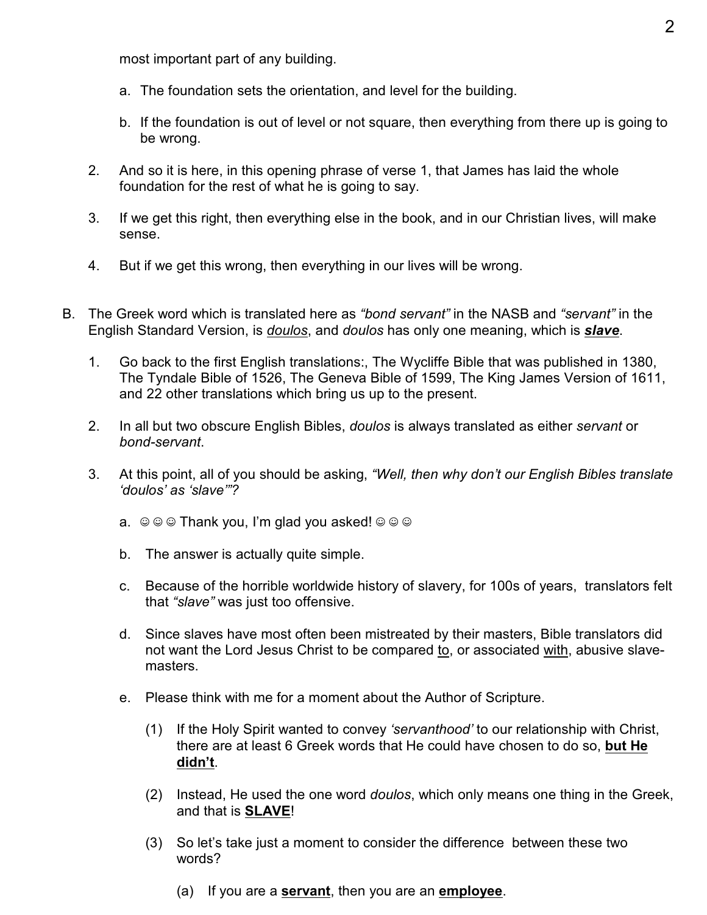most important part of any building.

a. The foundation sets the orientation, and level for the building.

b. If the foundation is out of level or not square, then everything from there up is going to be wrong.

2. And so it is here, in this opening phrase of verse 1, that James has laid the whole foundation for the rest of what he is going to say.

3. If we get this right, then everything else in the book, and in our Christian lives, will make sense.

4. But if we get this wrong, then everything in our lives will be wrong.

B. The Greek word which is translated here as *"bond servant"* in the NASB and *"servant"* in the English Standard Version, is *doulos*, and *doulos* has only one meaning, which is ***slave***.

1. Go back to the first English translations:, The Wycliffe Bible that was published in 1380, The Tyndale Bible of 1526, The Geneva Bible of 1599, The King James Version of 1611, and 22 other translations which bring us up to the present.

2. In all but two obscure English Bibles, *doulos* is always translated as either *servant* or *bond-servant*.

3. At this point, all of you should be asking, *"Well, then why don't our English Bibles translate 'doulos' as 'slave'"?*

   a. ☺☺☺ Thank you, I'm glad you asked! ☺☺☺

   b. The answer is actually quite simple.

   c. Because of the horrible worldwide history of slavery, for 100s of years, translators felt that *"slave"* was just too offensive.

   d. Since slaves have most often been mistreated by their masters, Bible translators did not want the Lord Jesus Christ to be compared to, or associated with, abusive slave-masters.

   e. Please think with me for a moment about the Author of Scripture.

      (1) If the Holy Spirit wanted to convey *'servanthood'* to our relationship with Christ, there are at least 6 Greek words that He could have chosen to do so, **but He didn't**.

      (2) Instead, He used the one word *doulos*, which only means one thing in the Greek, and that is **SLAVE**!

      (3) So let's take just a moment to consider the difference between these two words?

         (a) If you are a **servant**, then you are an **employee**.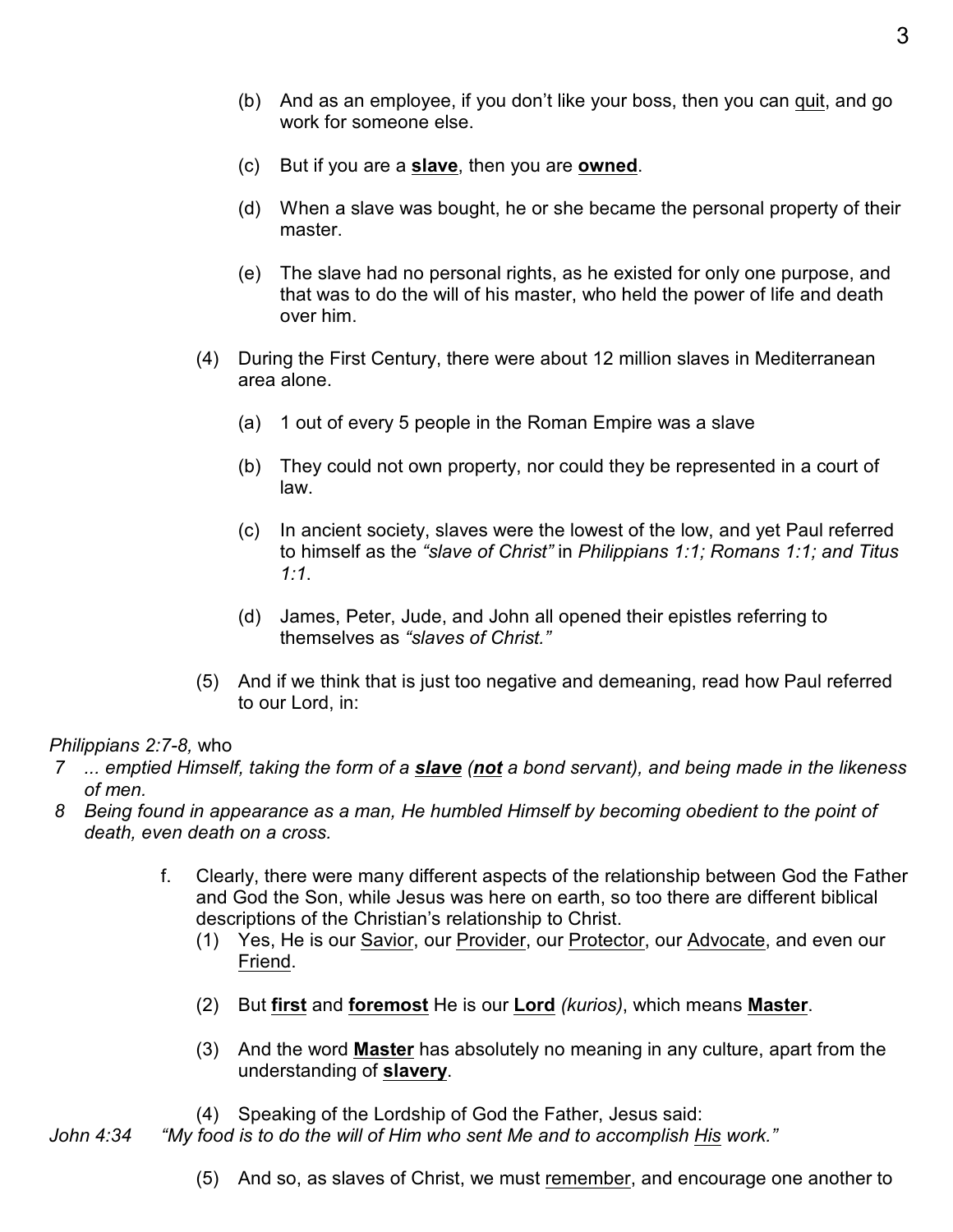(b) And as an employee, if you don't like your boss, then you can quit, and go work for someone else.

(c) But if you are a **slave**, then you are **owned**.

(d) When a slave was bought, he or she became the personal property of their master.

(e) The slave had no personal rights, as he existed for only one purpose, and that was to do the will of his master, who held the power of life and death over him.

(4) During the First Century, there were about 12 million slaves in Mediterranean area alone.

(a) 1 out of every 5 people in the Roman Empire was a slave

(b) They could not own property, nor could they be represented in a court of law.

(c) In ancient society, slaves were the lowest of the low, and yet Paul referred to himself as the *"slave of Christ"* in *Philippians 1:1; Romans 1:1; and Titus 1:1*.

(d) James, Peter, Jude, and John all opened their epistles referring to themselves as *"slaves of Christ."*

(5) And if we think that is just too negative and demeaning, read how Paul referred to our Lord, in:

*Philippians 2:7-8,* who

*7 ... emptied Himself, taking the form of a **slave** (**not** a bond servant), and being made in the likeness of men.*

*8 Being found in appearance as a man, He humbled Himself by becoming obedient to the point of death, even death on a cross.*

f. Clearly, there were many different aspects of the relationship between God the Father and God the Son, while Jesus was here on earth, so too there are different biblical descriptions of the Christian's relationship to Christ.

(1) Yes, He is our Savior, our Provider, our Protector, our Advocate, and even our Friend.

(2) But **first** and **foremost** He is our **Lord** *(kurios)*, which means **Master**.

(3) And the word **Master** has absolutely no meaning in any culture, apart from the understanding of **slavery**.

(4) Speaking of the Lordship of God the Father, Jesus said:

*John 4:34 "My food is to do the will of Him who sent Me and to accomplish His work."*

(5) And so, as slaves of Christ, we must remember, and encourage one another to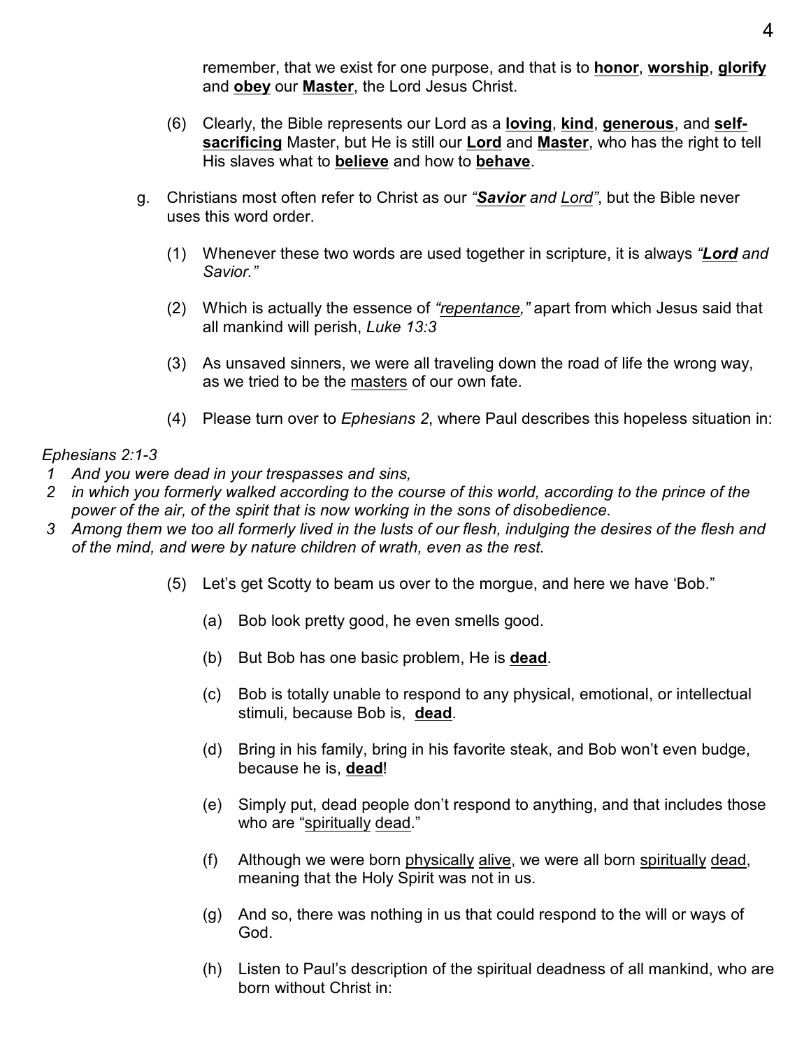remember, that we exist for one purpose, and that is to <u>**honor**</u>, <u>**worship**</u>, <u>**glorify**</u> and <u>**obey**</u> our <u>**Master**</u>, the Lord Jesus Christ.

(6) Clearly, the Bible represents our Lord as a <u>**loving**</u>, <u>**kind**</u>, <u>**generous**</u>, and <u>**self-sacrificing**</u> Master, but He is still our <u>**Lord**</u> and <u>**Master**</u>, who has the right to tell His slaves what to <u>**believe**</u> and how to <u>**behave**</u>.

g. Christians most often refer to Christ as our *"<u>**Savior**</u> and <u>Lord</u>"*, but the Bible never uses this word order.

(1) Whenever these two words are used together in scripture, it is always *"<u>**Lord**</u> and Savior."*

(2) Which is actually the essence of *"<u>repentance</u>,"* apart from which Jesus said that all mankind will perish, *Luke 13:3*

(3) As unsaved sinners, we were all traveling down the road of life the wrong way, as we tried to be the <u>masters</u> of our own fate.

(4) Please turn over to *Ephesians 2*, where Paul describes this hopeless situation in:

*Ephesians 2:1-3*
*1 And you were dead in your trespasses and sins,*
*2 in which you formerly walked according to the course of this world, according to the prince of the power of the air, of the spirit that is now working in the sons of disobedience.*
*3 Among them we too all formerly lived in the lusts of our flesh, indulging the desires of the flesh and of the mind, and were by nature children of wrath, even as the rest.*

(5) Let's get Scotty to beam us over to the morgue, and here we have 'Bob."

(a) Bob look pretty good, he even smells good.

(b) But Bob has one basic problem, He is <u>**dead**</u>.

(c) Bob is totally unable to respond to any physical, emotional, or intellectual stimuli, because Bob is, <u>**dead**</u>.

(d) Bring in his family, bring in his favorite steak, and Bob won't even budge, because he is, <u>**dead**</u>!

(e) Simply put, dead people don't respond to anything, and that includes those who are "<u>spiritually</u> <u>dead</u>."

(f) Although we were born <u>physically</u> <u>alive</u>, we were all born <u>spiritually</u> <u>dead</u>, meaning that the Holy Spirit was not in us.

(g) And so, there was nothing in us that could respond to the will or ways of God.

(h) Listen to Paul's description of the spiritual deadness of all mankind, who are born without Christ in: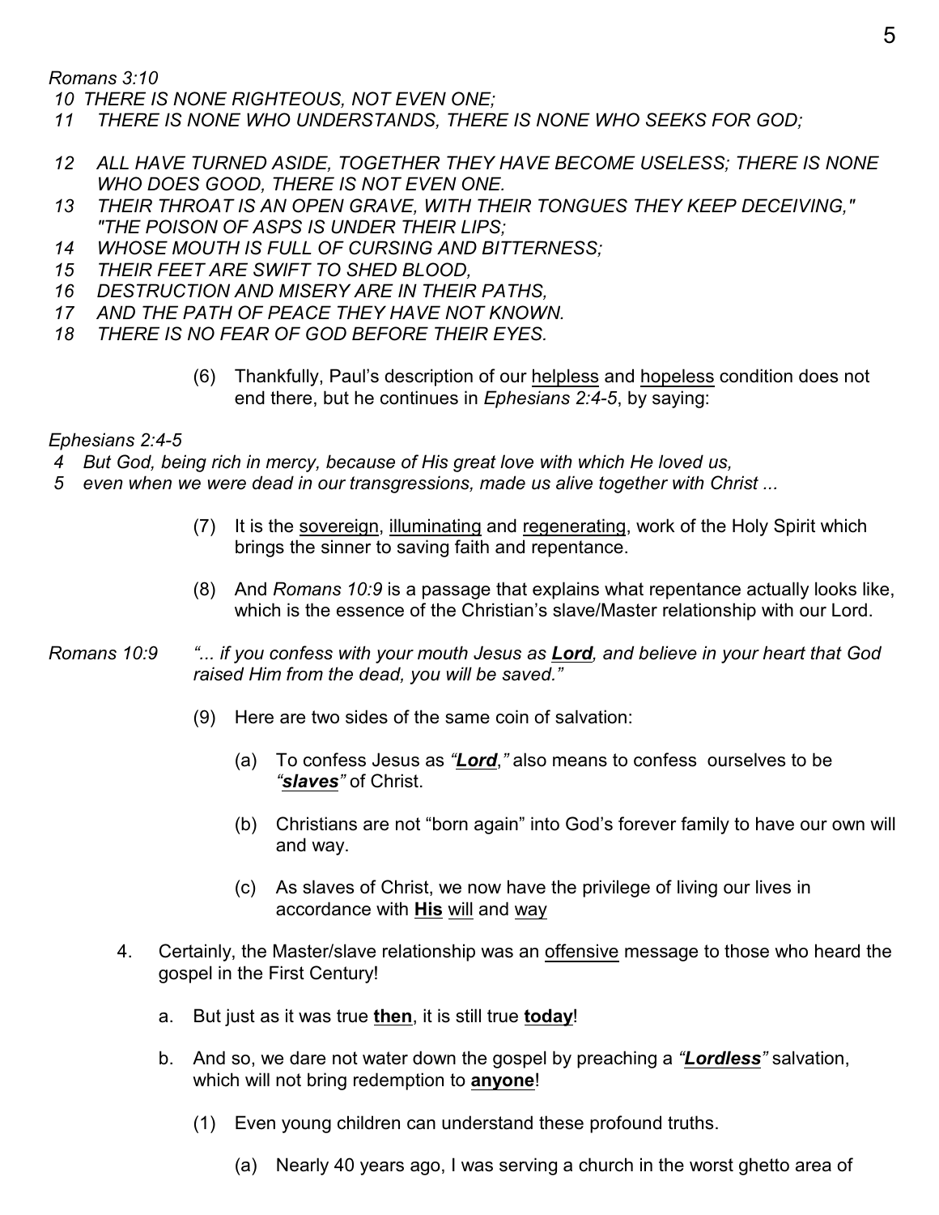*Romans 3:10*

*10 THERE IS NONE RIGHTEOUS, NOT EVEN ONE;*
*11 THERE IS NONE WHO UNDERSTANDS, THERE IS NONE WHO SEEKS FOR GOD;*

*12 ALL HAVE TURNED ASIDE, TOGETHER THEY HAVE BECOME USELESS; THERE IS NONE WHO DOES GOOD, THERE IS NOT EVEN ONE.*
*13 THEIR THROAT IS AN OPEN GRAVE, WITH THEIR TONGUES THEY KEEP DECEIVING," "THE POISON OF ASPS IS UNDER THEIR LIPS;*
*14 WHOSE MOUTH IS FULL OF CURSING AND BITTERNESS;*
*15 THEIR FEET ARE SWIFT TO SHED BLOOD,*
*16 DESTRUCTION AND MISERY ARE IN THEIR PATHS,*
*17 AND THE PATH OF PEACE THEY HAVE NOT KNOWN.*
*18 THERE IS NO FEAR OF GOD BEFORE THEIR EYES.*

(6) Thankfully, Paul's description of our <u>helpless</u> and <u>hopeless</u> condition does not end there, but he continues in *Ephesians 2:4-5*, by saying:

*Ephesians 2:4-5*

*4 But God, being rich in mercy, because of His great love with which He loved us,*
*5 even when we were dead in our transgressions, made us alive together with Christ ...*

(7) It is the <u>sovereign</u>, <u>illuminating</u> and <u>regenerating</u>, work of the Holy Spirit which brings the sinner to saving faith and repentance.

(8) And *Romans 10:9* is a passage that explains what repentance actually looks like, which is the essence of the Christian's slave/Master relationship with our Lord.

*Romans 10:9* *"... if you confess with your mouth Jesus as* ***<u>Lord</u>****, and believe in your heart that God raised Him from the dead, you will be saved."*

(9) Here are two sides of the same coin of salvation:

(a) To confess Jesus as *"**<u>Lord</u>**,"* also means to confess ourselves to be *"**<u>slaves</u>**"* of Christ.

(b) Christians are not "born again" into God's forever family to have our own will and way.

(c) As slaves of Christ, we now have the privilege of living our lives in accordance with **<u>His</u>** <u>will</u> and <u>way</u>

4. Certainly, the Master/slave relationship was an <u>offensive</u> message to those who heard the gospel in the First Century!

   a. But just as it was true **<u>then</u>**, it is still true **<u>today</u>**!

   b. And so, we dare not water down the gospel by preaching a *"**<u>Lordless</u>**"* salvation, which will not bring redemption to **<u>anyone</u>**!

(1) Even young children can understand these profound truths.

(a) Nearly 40 years ago, I was serving a church in the worst ghetto area of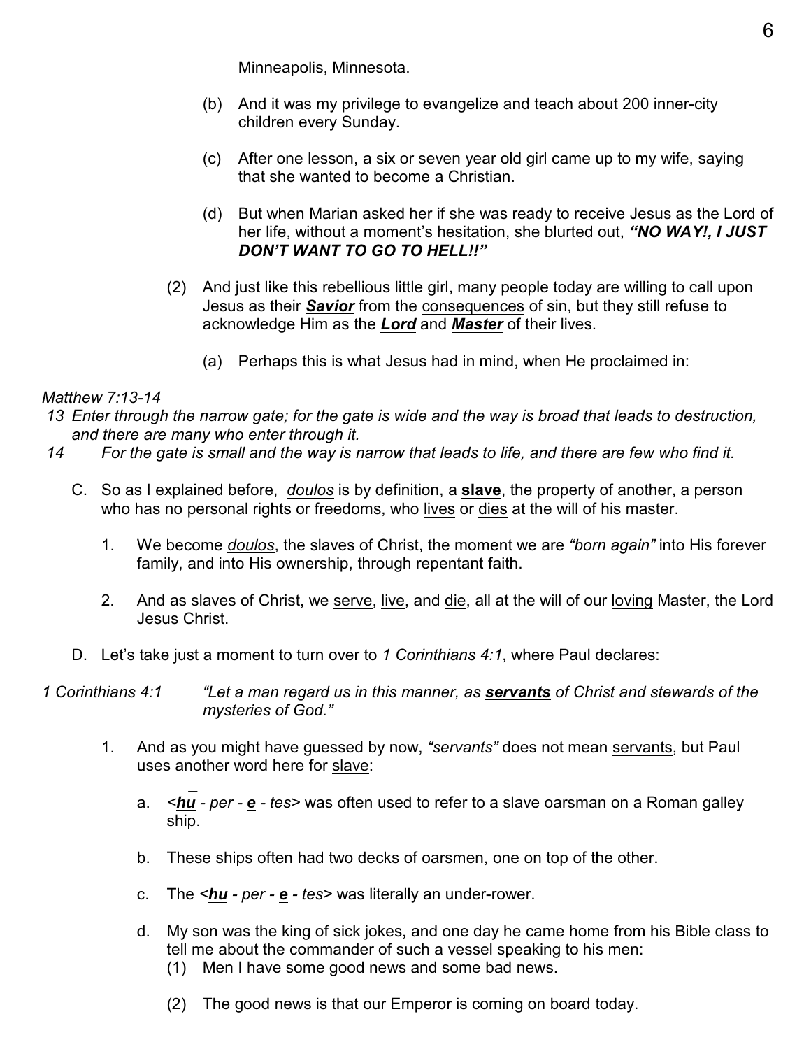Minneapolis, Minnesota.

(b) And it was my privilege to evangelize and teach about 200 inner-city children every Sunday.

(c) After one lesson, a six or seven year old girl came up to my wife, saying that she wanted to become a Christian.

(d) But when Marian asked her if she was ready to receive Jesus as the Lord of her life, without a moment's hesitation, she blurted out, ***"NO WAY!, I JUST DON'T WANT TO GO TO HELL!!"***

(2) And just like this rebellious little girl, many people today are willing to call upon Jesus as their ***<u>Savior</u>*** from the <u>consequences</u> of sin, but they still refuse to acknowledge Him as the ***<u>Lord</u>*** and ***<u>Master</u>*** of their lives.

(a) Perhaps this is what Jesus had in mind, when He proclaimed in:

*Matthew 7:13-14*
*13 Enter through the narrow gate; for the gate is wide and the way is broad that leads to destruction, and there are many who enter through it.*
*14 For the gate is small and the way is narrow that leads to life, and there are few who find it.*

C. So as I explained before, *<u>doulos</u>* is by definition, a **<u>slave</u>**, the property of another, a person who has no personal rights or freedoms, who <u>lives</u> or <u>dies</u> at the will of his master.

1. We become *<u>doulos</u>*, the slaves of Christ, the moment we are *"born again"* into His forever family, and into His ownership, through repentant faith.

2. And as slaves of Christ, we <u>serve</u>, <u>live</u>, and <u>die</u>, all at the will of our <u>loving</u> Master, the Lord Jesus Christ.

D. Let's take just a moment to turn over to *1 Corinthians 4:1*, where Paul declares:

*1 Corinthians 4:1* *"Let a man regard us in this manner, as **<u>servants</u>** of Christ and stewards of the mysteries of God."*

1. And as you might have guessed by now, *"servants"* does not mean <u>servants</u>, but Paul uses another word here for <u>slave</u>:

a. *<**<u>hu</u>** - per - **<u>e</u>** - tes>* was often used to refer to a slave oarsman on a Roman galley ship.

b. These ships often had two decks of oarsmen, one on top of the other.

c. The *<**<u>hu</u>** - per - **<u>e</u>** - tes>* was literally an under-rower.

d. My son was the king of sick jokes, and one day he came home from his Bible class to tell me about the commander of such a vessel speaking to his men:

(1) Men I have some good news and some bad news.

(2) The good news is that our Emperor is coming on board today.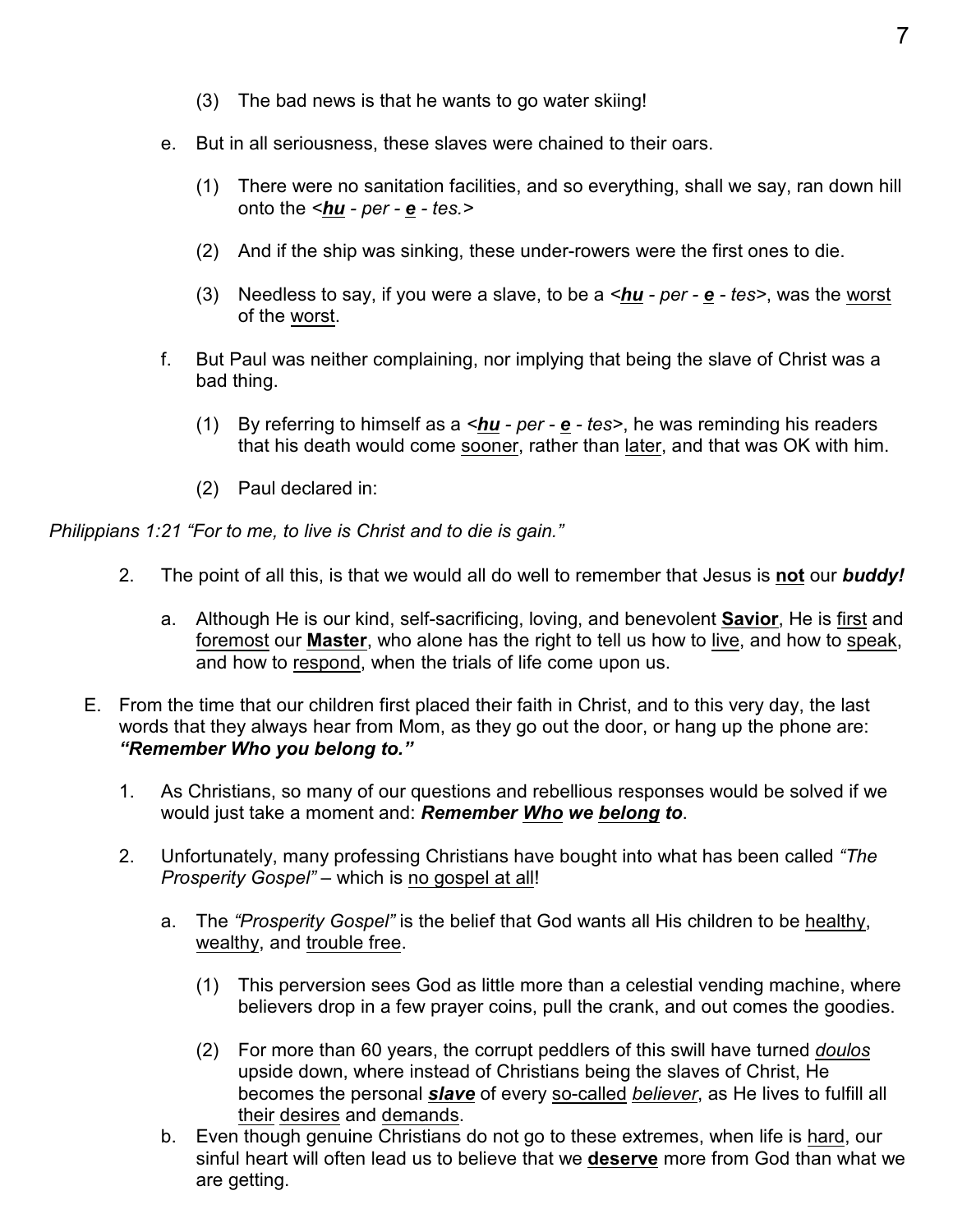(3) The bad news is that he wants to go water skiing!

e. But in all seriousness, these slaves were chained to their oars.

(1) There were no sanitation facilities, and so everything, shall we say, ran down hill onto the <***hu*** - *per* - ***e*** - *tes.*>

(2) And if the ship was sinking, these under-rowers were the first ones to die.

(3) Needless to say, if you were a slave, to be a <***hu*** - *per* - ***e*** - *tes*>, was the worst of the worst.

f. But Paul was neither complaining, nor implying that being the slave of Christ was a bad thing.

(1) By referring to himself as a <***hu*** - *per* - ***e*** - *tes*>, he was reminding his readers that his death would come sooner, rather than later, and that was OK with him.

(2) Paul declared in:

*Philippians 1:21 "For to me, to live is Christ and to die is gain."*

2. The point of all this, is that we would all do well to remember that Jesus is **not** our ***buddy!***

a. Although He is our kind, self-sacrificing, loving, and benevolent **Savior**, He is first and foremost our **Master**, who alone has the right to tell us how to live, and how to speak, and how to respond, when the trials of life come upon us.

E. From the time that our children first placed their faith in Christ, and to this very day, the last words that they always hear from Mom, as they go out the door, or hang up the phone are: ***"Remember Who you belong to."***

1. As Christians, so many of our questions and rebellious responses would be solved if we would just take a moment and: ***Remember Who we belong to***.

2. Unfortunately, many professing Christians have bought into what has been called *"The Prosperity Gospel"* – which is no gospel at all!

a. The *"Prosperity Gospel"* is the belief that God wants all His children to be healthy, wealthy, and trouble free.

(1) This perversion sees God as little more than a celestial vending machine, where believers drop in a few prayer coins, pull the crank, and out comes the goodies.

(2) For more than 60 years, the corrupt peddlers of this swill have turned *doulos* upside down, where instead of Christians being the slaves of Christ, He becomes the personal ***slave*** of every so-called *believer*, as He lives to fulfill all their desires and demands.

b. Even though genuine Christians do not go to these extremes, when life is hard, our sinful heart will often lead us to believe that we **deserve** more from God than what we are getting.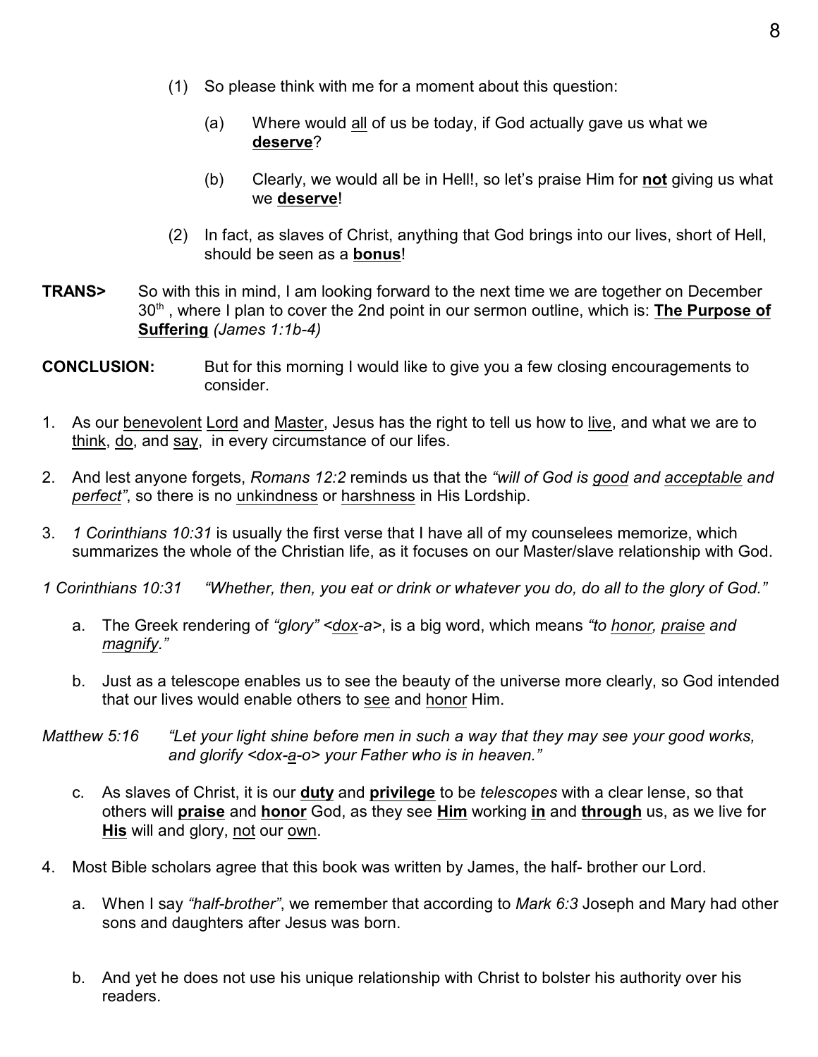(1) So please think with me for a moment about this question:

(a) Where would <u>all</u> of us be today, if God actually gave us what we **<u>deserve</u>**?

(b) Clearly, we would all be in Hell!, so let's praise Him for **<u>not</u>** giving us what we **<u>deserve</u>**!

(2) In fact, as slaves of Christ, anything that God brings into our lives, short of Hell, should be seen as a **<u>bonus</u>**!

**TRANS>** So with this in mind, I am looking forward to the next time we are together on December 30th , where I plan to cover the 2nd point in our sermon outline, which is: **<u>The Purpose of Suffering</u>** *(James 1:1b-4)*

**CONCLUSION:** But for this morning I would like to give you a few closing encouragements to consider.

1. As our <u>benevolent</u> <u>Lord</u> and <u>Master</u>, Jesus has the right to tell us how to <u>live</u>, and what we are to <u>think</u>, <u>do</u>, and <u>say</u>, in every circumstance of our lifes.

2. And lest anyone forgets, *Romans 12:2* reminds us that the *"will of God is <u>good</u> and <u>acceptable</u> and <u>perfect</u>"*, so there is no <u>unkindness</u> or <u>harshness</u> in His Lordship.

3. *1 Corinthians 10:31* is usually the first verse that I have all of my counselees memorize, which summarizes the whole of the Christian life, as it focuses on our Master/slave relationship with God.

*1 Corinthians 10:31* *"Whether, then, you eat or drink or whatever you do, do all to the glory of God."*

a. The Greek rendering of *"glory" <<u>dox</u>-a>*, is a big word, which means *"to <u>honor</u>, <u>praise</u> and <u>magnify</u>."*

b. Just as a telescope enables us to see the beauty of the universe more clearly, so God intended that our lives would enable others to <u>see</u> and <u>honor</u> Him.

*Matthew 5:16* *"Let your light shine before men in such a way that they may see your good works, and glorify <dox-<u>a</u>-o> your Father who is in heaven."*

c. As slaves of Christ, it is our **<u>duty</u>** and **<u>privilege</u>** to be *telescopes* with a clear lense, so that others will **<u>praise</u>** and **<u>honor</u>** God, as they see **<u>Him</u>** working **<u>in</u>** and **<u>through</u>** us, as we live for **<u>His</u>** will and glory, <u>not</u> our <u>own</u>.

4. Most Bible scholars agree that this book was written by James, the half- brother our Lord.

a. When I say *"half-brother"*, we remember that according to *Mark 6:3* Joseph and Mary had other sons and daughters after Jesus was born.

b. And yet he does not use his unique relationship with Christ to bolster his authority over his readers.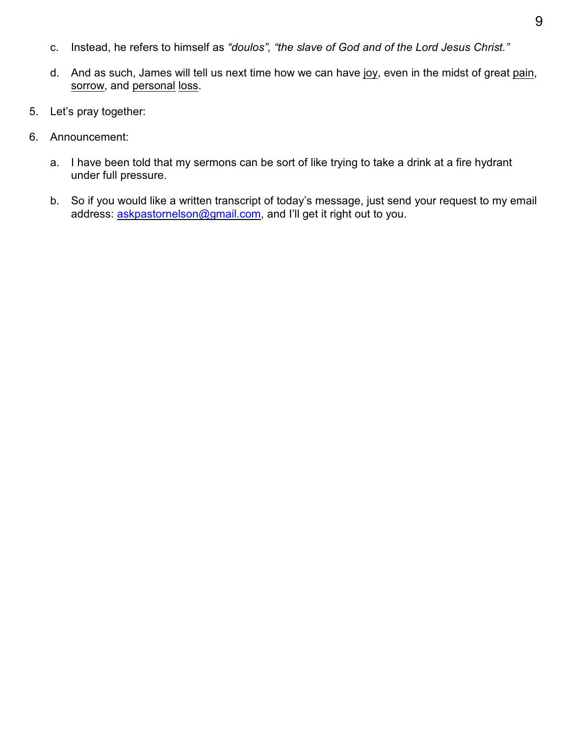c. Instead, he refers to himself as *"doulos", "the slave of God and of the Lord Jesus Christ."*

d. And as such, James will tell us next time how we can have joy, even in the midst of great pain, sorrow, and personal loss.

5. Let's pray together:

6. Announcement:

   a. I have been told that my sermons can be sort of like trying to take a drink at a fire hydrant under full pressure.

   b. So if you would like a written transcript of today's message, just send your request to my email address: askpastornelson@gmail.com, and I'll get it right out to you.